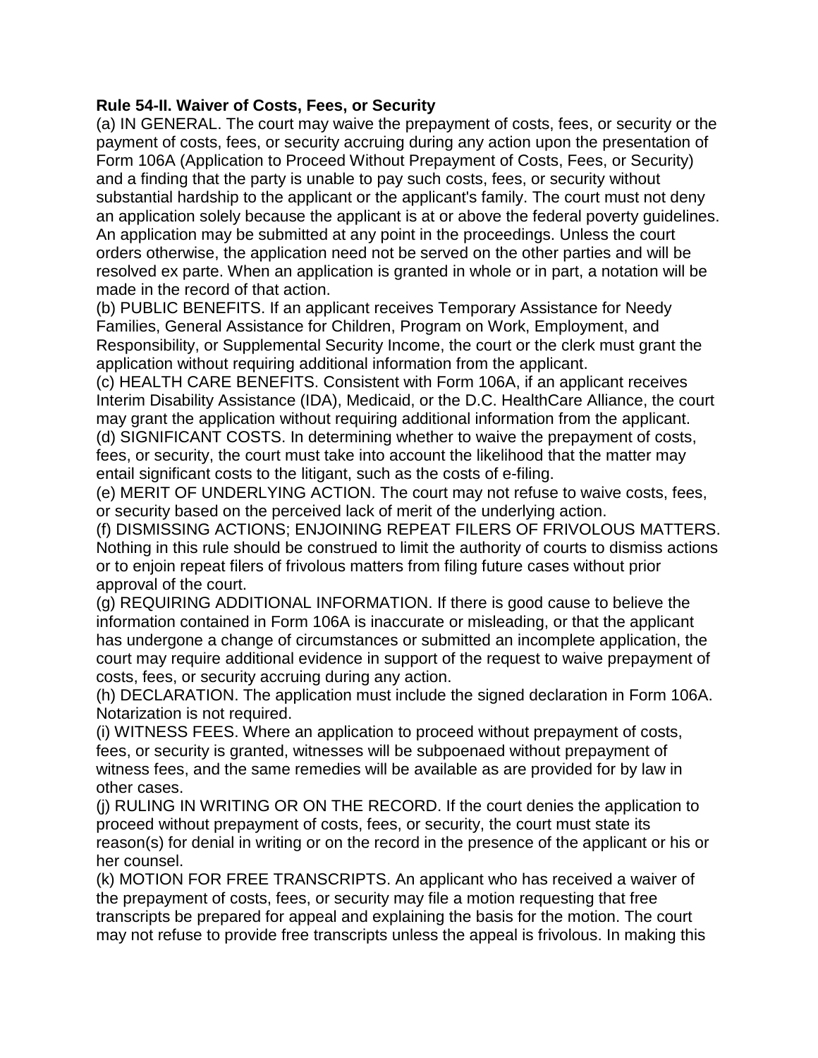**Rule 54-II. Waiver of Costs, Fees, or Security**

(a) IN GENERAL. The court may waive the prepayment of costs, fees, or security or the payment of costs, fees, or security accruing during any action upon the presentation of Form 106A (Application to Proceed Without Prepayment of Costs, Fees, or Security) and a finding that the party is unable to pay such costs, fees, or security without substantial hardship to the applicant or the applicant's family. The court must not deny an application solely because the applicant is at or above the federal poverty guidelines. An application may be submitted at any point in the proceedings. Unless the court orders otherwise, the application need not be served on the other parties and will be resolved ex parte. When an application is granted in whole or in part, a notation will be made in the record of that action.

(b) PUBLIC BENEFITS. If an applicant receives Temporary Assistance for Needy Families, General Assistance for Children, Program on Work, Employment, and Responsibility, or Supplemental Security Income, the court or the clerk must grant the application without requiring additional information from the applicant.

(c) HEALTH CARE BENEFITS. Consistent with Form 106A, if an applicant receives Interim Disability Assistance (IDA), Medicaid, or the D.C. HealthCare Alliance, the court may grant the application without requiring additional information from the applicant.

(d) SIGNIFICANT COSTS. In determining whether to waive the prepayment of costs, fees, or security, the court must take into account the likelihood that the matter may entail significant costs to the litigant, such as the costs of e-filing.

(e) MERIT OF UNDERLYING ACTION. The court may not refuse to waive costs, fees, or security based on the perceived lack of merit of the underlying action.

(f) DISMISSING ACTIONS; ENJOINING REPEAT FILERS OF FRIVOLOUS MATTERS. Nothing in this rule should be construed to limit the authority of courts to dismiss actions or to enjoin repeat filers of frivolous matters from filing future cases without prior approval of the court.

(g) REQUIRING ADDITIONAL INFORMATION. If there is good cause to believe the information contained in Form 106A is inaccurate or misleading, or that the applicant has undergone a change of circumstances or submitted an incomplete application, the court may require additional evidence in support of the request to waive prepayment of costs, fees, or security accruing during any action.

(h) DECLARATION. The application must include the signed declaration in Form 106A. Notarization is not required.

(i) WITNESS FEES. Where an application to proceed without prepayment of costs, fees, or security is granted, witnesses will be subpoenaed without prepayment of witness fees, and the same remedies will be available as are provided for by law in other cases.

(j) RULING IN WRITING OR ON THE RECORD. If the court denies the application to proceed without prepayment of costs, fees, or security, the court must state its reason(s) for denial in writing or on the record in the presence of the applicant or his or her counsel.

(k) MOTION FOR FREE TRANSCRIPTS. An applicant who has received a waiver of the prepayment of costs, fees, or security may file a motion requesting that free transcripts be prepared for appeal and explaining the basis for the motion. The court may not refuse to provide free transcripts unless the appeal is frivolous. In making this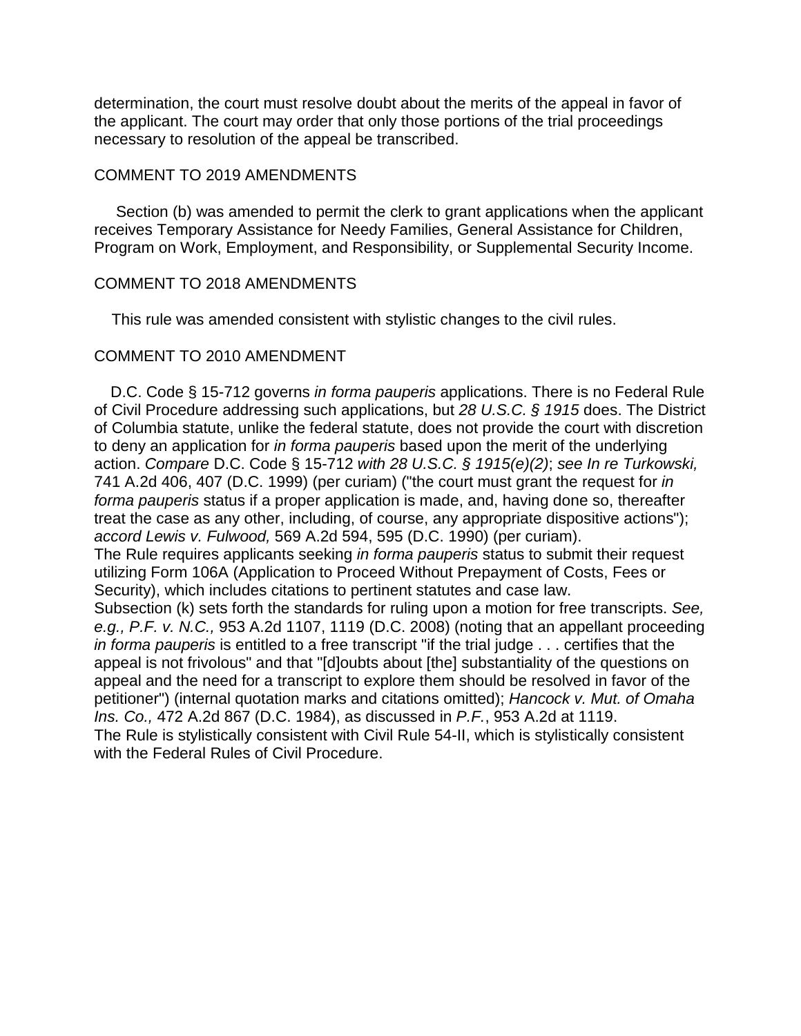determination, the court must resolve doubt about the merits of the appeal in favor of the applicant. The court may order that only those portions of the trial proceedings necessary to resolution of the appeal be transcribed.

COMMENT TO 2019 AMENDMENTS

Section (b) was amended to permit the clerk to grant applications when the applicant receives Temporary Assistance for Needy Families, General Assistance for Children, Program on Work, Employment, and Responsibility, or Supplemental Security Income.

COMMENT TO 2018 AMENDMENTS

This rule was amended consistent with stylistic changes to the civil rules.

COMMENT TO 2010 AMENDMENT

D.C. Code § 15-712 governs *in forma pauperis* applications. There is no Federal Rule of Civil Procedure addressing such applications, but *28 U.S.C. § 1915* does. The District of Columbia statute, unlike the federal statute, does not provide the court with discretion to deny an application for *in forma pauperis* based upon the merit of the underlying action. *Compare* D.C. Code § 15-712 *with 28 U.S.C. § 1915(e)(2)*; *see In re Turkowski,* 741 A.2d 406, 407 (D.C. 1999) (per curiam) ("the court must grant the request for *in forma pauperis* status if a proper application is made, and, having done so, thereafter treat the case as any other, including, of course, any appropriate dispositive actions"); *accord Lewis v. Fulwood,* 569 A.2d 594, 595 (D.C. 1990) (per curiam).
The Rule requires applicants seeking *in forma pauperis* status to submit their request utilizing Form 106A (Application to Proceed Without Prepayment of Costs, Fees or Security), which includes citations to pertinent statutes and case law.
Subsection (k) sets forth the standards for ruling upon a motion for free transcripts. *See, e.g., P.F. v. N.C.,* 953 A.2d 1107, 1119 (D.C. 2008) (noting that an appellant proceeding *in forma pauperis* is entitled to a free transcript "if the trial judge . . . certifies that the appeal is not frivolous" and that "[d]oubts about [the] substantiality of the questions on appeal and the need for a transcript to explore them should be resolved in favor of the petitioner") (internal quotation marks and citations omitted); *Hancock v. Mut. of Omaha Ins. Co.,* 472 A.2d 867 (D.C. 1984), as discussed in *P.F.*, 953 A.2d at 1119.
The Rule is stylistically consistent with Civil Rule 54-II, which is stylistically consistent with the Federal Rules of Civil Procedure.